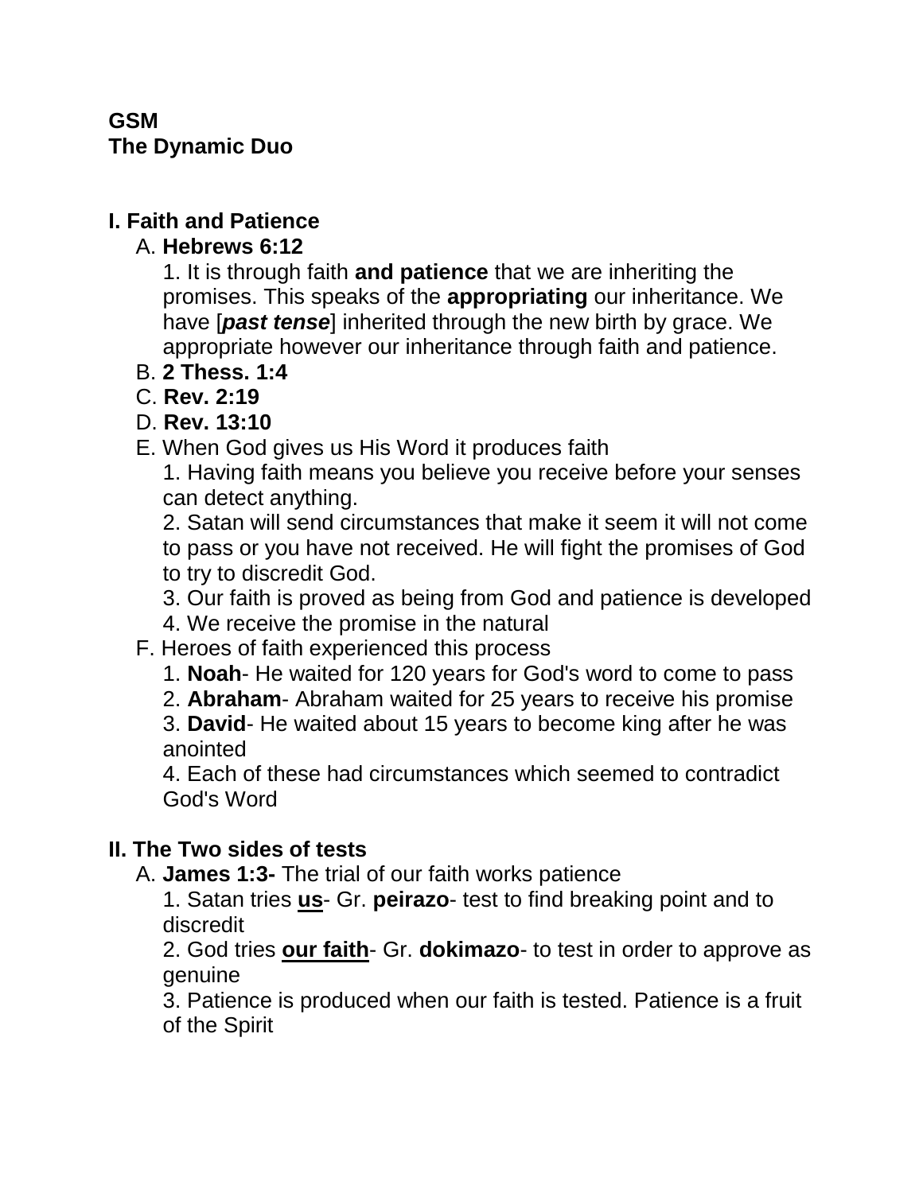**GSM**
**The Dynamic Duo**

## I. Faith and Patience

A. **Hebrews 6:12**

1. It is through faith **and patience** that we are inheriting the promises. This speaks of the **appropriating** our inheritance. We have [***past tense***] inherited through the new birth by grace. We appropriate however our inheritance through faith and patience.

B. **2 Thess. 1:4**

C. **Rev. 2:19**

D. **Rev. 13:10**

E. When God gives us His Word it produces faith

1. Having faith means you believe you receive before your senses can detect anything.
2. Satan will send circumstances that make it seem it will not come to pass or you have not received. He will fight the promises of God to try to discredit God.
3. Our faith is proved as being from God and patience is developed
4. We receive the promise in the natural

F. Heroes of faith experienced this process

1. **Noah**- He waited for 120 years for God's word to come to pass
2. **Abraham**- Abraham waited for 25 years to receive his promise
3. **David**- He waited about 15 years to become king after he was anointed
4. Each of these had circumstances which seemed to contradict God's Word

## II. The Two sides of tests

A. **James 1:3-** The trial of our faith works patience

1. Satan tries <u>**us**</u>- Gr. **peirazo**- test to find breaking point and to discredit
2. God tries <u>**our faith**</u>- Gr. **dokimazo**- to test in order to approve as genuine
3. Patience is produced when our faith is tested. Patience is a fruit of the Spirit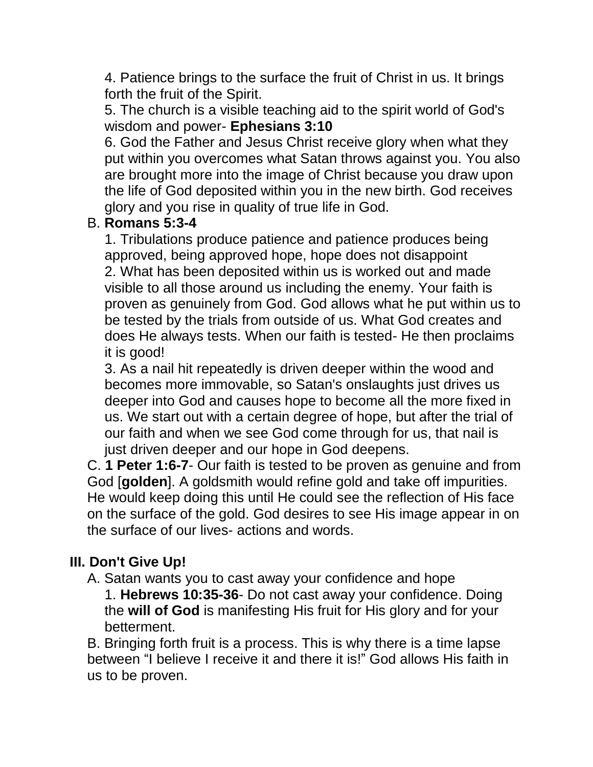4. Patience brings to the surface the fruit of Christ in us. It brings forth the fruit of the Spirit.

5. The church is a visible teaching aid to the spirit world of God's wisdom and power- **Ephesians 3:10**

6. God the Father and Jesus Christ receive glory when what they put within you overcomes what Satan throws against you. You also are brought more into the image of Christ because you draw upon the life of God deposited within you in the new birth. God receives glory and you rise in quality of true life in God.

B. **Romans 5:3-4**

1. Tribulations produce patience and patience produces being approved, being approved hope, hope does not disappoint

2. What has been deposited within us is worked out and made visible to all those around us including the enemy. Your faith is proven as genuinely from God. God allows what he put within us to be tested by the trials from outside of us. What God creates and does He always tests. When our faith is tested- He then proclaims it is good!

3. As a nail hit repeatedly is driven deeper within the wood and becomes more immovable, so Satan's onslaughts just drives us deeper into God and causes hope to become all the more fixed in us. We start out with a certain degree of hope, but after the trial of our faith and when we see God come through for us, that nail is just driven deeper and our hope in God deepens.

C. **1 Peter 1:6-7**- Our faith is tested to be proven as genuine and from God [**golden**]. A goldsmith would refine gold and take off impurities. He would keep doing this until He could see the reflection of His face on the surface of the gold. God desires to see His image appear in on the surface of our lives- actions and words.

## III. Don't Give Up!

A. Satan wants you to cast away your confidence and hope

1. **Hebrews 10:35-36**- Do not cast away your confidence. Doing the **will of God** is manifesting His fruit for His glory and for your betterment.

B. Bringing forth fruit is a process. This is why there is a time lapse between "I believe I receive it and there it is!" God allows His faith in us to be proven.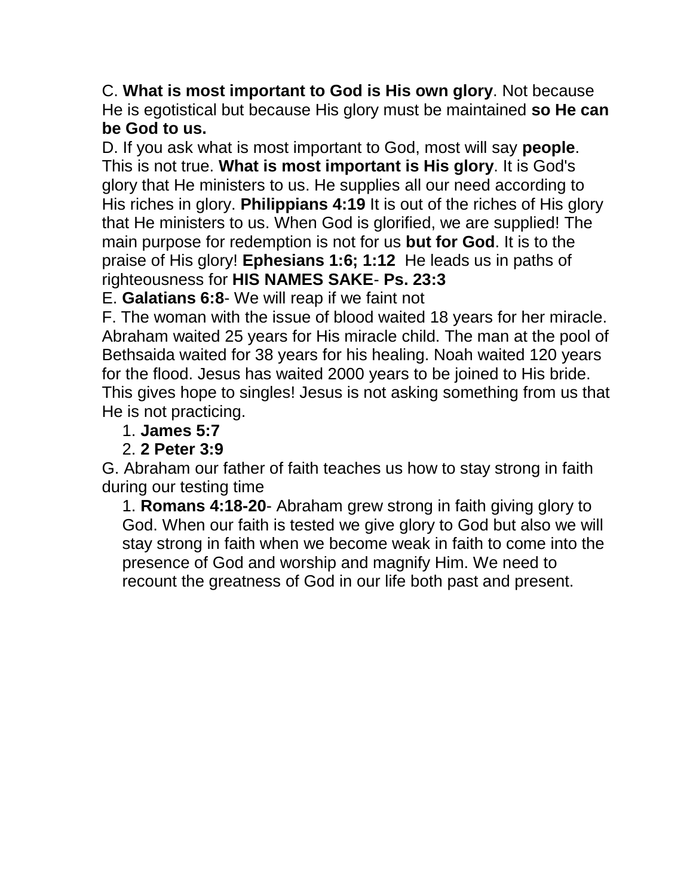C. **What is most important to God is His own glory**. Not because He is egotistical but because His glory must be maintained **so He can be God to us.**

D. If you ask what is most important to God, most will say **people**. This is not true. **What is most important is His glory**. It is God's glory that He ministers to us. He supplies all our need according to His riches in glory. **Philippians 4:19** It is out of the riches of His glory that He ministers to us. When God is glorified, we are supplied! The main purpose for redemption is not for us **but for God**. It is to the praise of His glory! **Ephesians 1:6; 1:12** He leads us in paths of righteousness for **HIS NAMES SAKE**- **Ps. 23:3**

E. **Galatians 6:8**- We will reap if we faint not

F. The woman with the issue of blood waited 18 years for her miracle. Abraham waited 25 years for His miracle child. The man at the pool of Bethsaida waited for 38 years for his healing. Noah waited 120 years for the flood. Jesus has waited 2000 years to be joined to His bride. This gives hope to singles! Jesus is not asking something from us that He is not practicing.

1. **James 5:7**
2. **2 Peter 3:9**

G. Abraham our father of faith teaches us how to stay strong in faith during our testing time

1. **Romans 4:18-20**- Abraham grew strong in faith giving glory to God. When our faith is tested we give glory to God but also we will stay strong in faith when we become weak in faith to come into the presence of God and worship and magnify Him. We need to recount the greatness of God in our life both past and present.